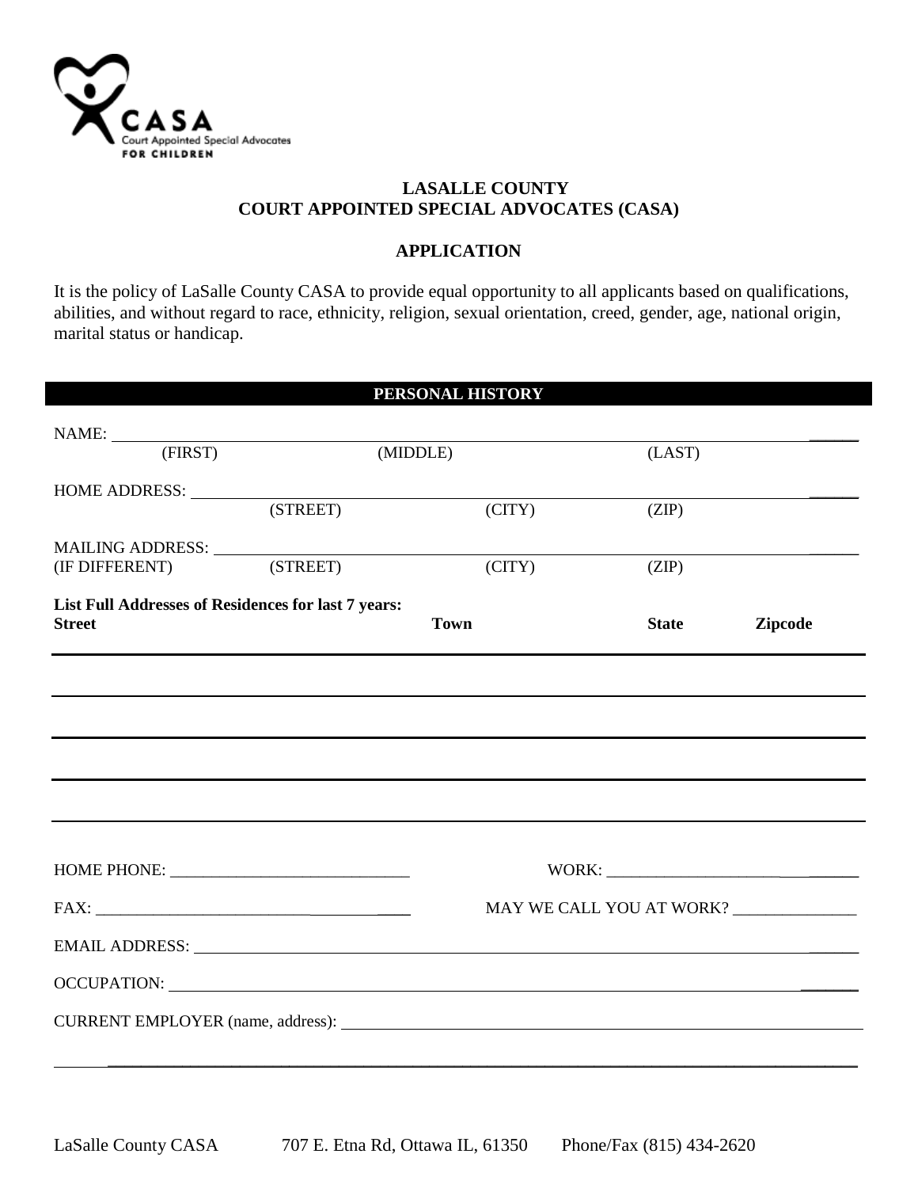CASA
Court Appointed Special Advocates
FOR CHILDREN

# LASALLE COUNTY
# COURT APPOINTED SPECIAL ADVOCATES (CASA)

## APPLICATION

It is the policy of LaSalle County CASA to provide equal opportunity to all applicants based on qualifications, abilities, and without regard to race, ethnicity, religion, sexual orientation, creed, gender, age, national origin, marital status or handicap.

## PERSONAL HISTORY

NAME: ______________________________________________________________________________
(FIRST) (MIDDLE) (LAST)

HOME ADDRESS: ______________________________________________________________________
(STREET) (CITY) (ZIP)

MAILING ADDRESS: ___________________________________________________________________
(IF DIFFERENT) (STREET) (CITY) (ZIP)

**List Full Addresses of Residences for last 7 years:**

| **Street** | **Town** | **State** | **Zipcode** |
|---|---|---|---|
| | | | |
| | | | |
| | | | |
| | | | |
| | | | |

HOME PHONE: ______________________________ WORK: ______________________________

FAX: ______________________________ MAY WE CALL YOU AT WORK? _______________

EMAIL ADDRESS: _____________________________________________________________________

OCCUPATION: _______________________________________________________________________

CURRENT EMPLOYER (name, address): ___________________________________________________

____________________________________________________________________________________

LaSalle County CASA 707 E. Etna Rd, Ottawa IL, 61350 Phone/Fax (815) 434-2620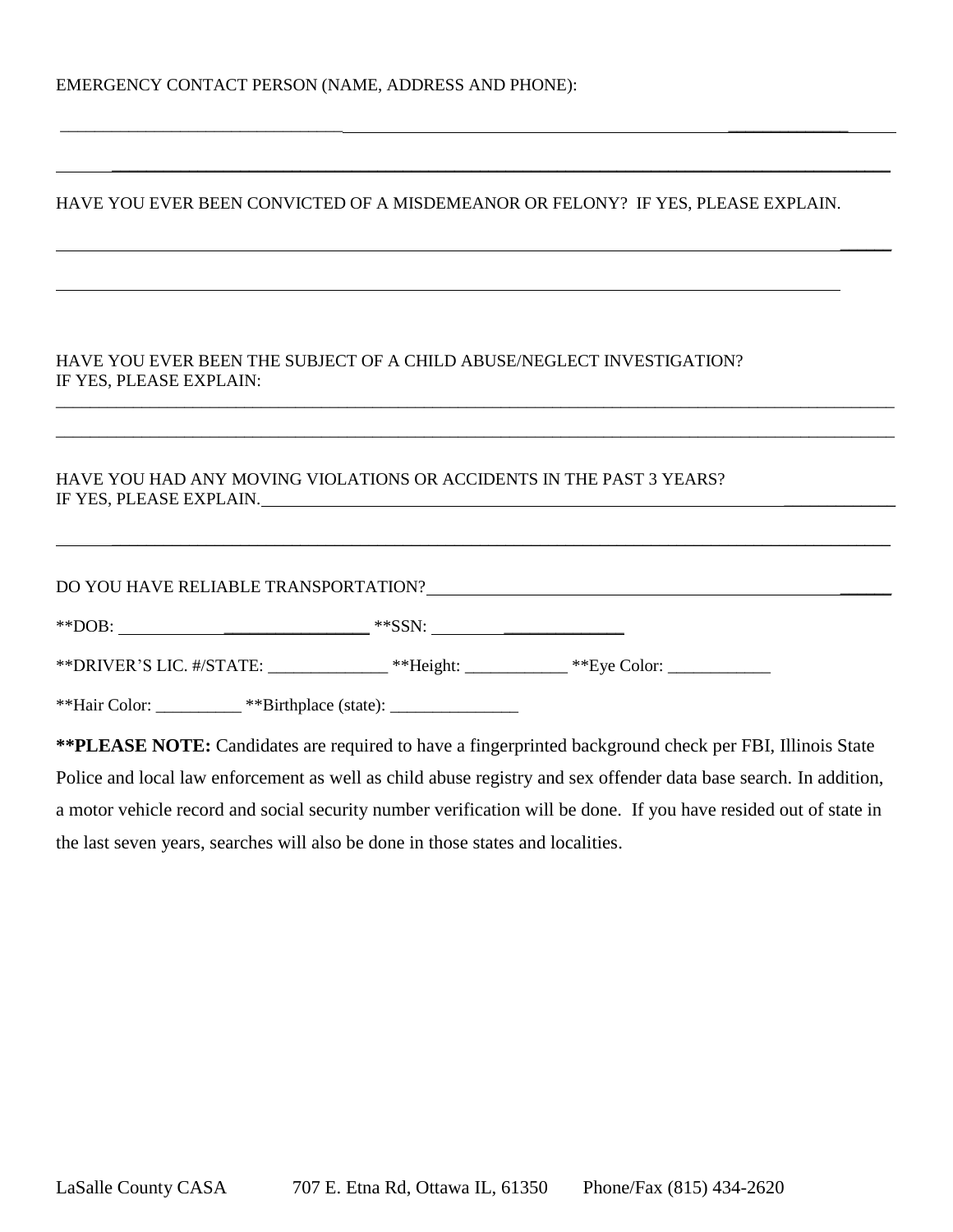EMERGENCY CONTACT PERSON (NAME, ADDRESS AND PHONE):

_______________________________________________________________________________________________

_______________________________________________________________________________________________

HAVE YOU EVER BEEN CONVICTED OF A MISDEMEANOR OR FELONY? IF YES, PLEASE EXPLAIN.

_______________________________________________________________________________________________

_______________________________________________________________________________________________

HAVE YOU EVER BEEN THE SUBJECT OF A CHILD ABUSE/NEGLECT INVESTIGATION?
IF YES, PLEASE EXPLAIN:

_______________________________________________________________________________________________

_______________________________________________________________________________________________

HAVE YOU HAD ANY MOVING VIOLATIONS OR ACCIDENTS IN THE PAST 3 YEARS?
IF YES, PLEASE EXPLAIN. ___________________________________________________________________

_______________________________________________________________________________________________

DO YOU HAVE RELIABLE TRANSPORTATION? ______________________________________________

**DOB: ____________________________ **SSN: _______________________

**DRIVER'S LIC. #/STATE: ______________ **Height: ____________ **Eye Color: ____________

**Hair Color: __________ **Birthplace (state): _______________

****PLEASE NOTE:** Candidates are required to have a fingerprinted background check per FBI, Illinois State Police and local law enforcement as well as child abuse registry and sex offender data base search. In addition, a motor vehicle record and social security number verification will be done. If you have resided out of state in the last seven years, searches will also be done in those states and localities.

LaSalle County CASA 707 E. Etna Rd, Ottawa IL, 61350 Phone/Fax (815) 434-2620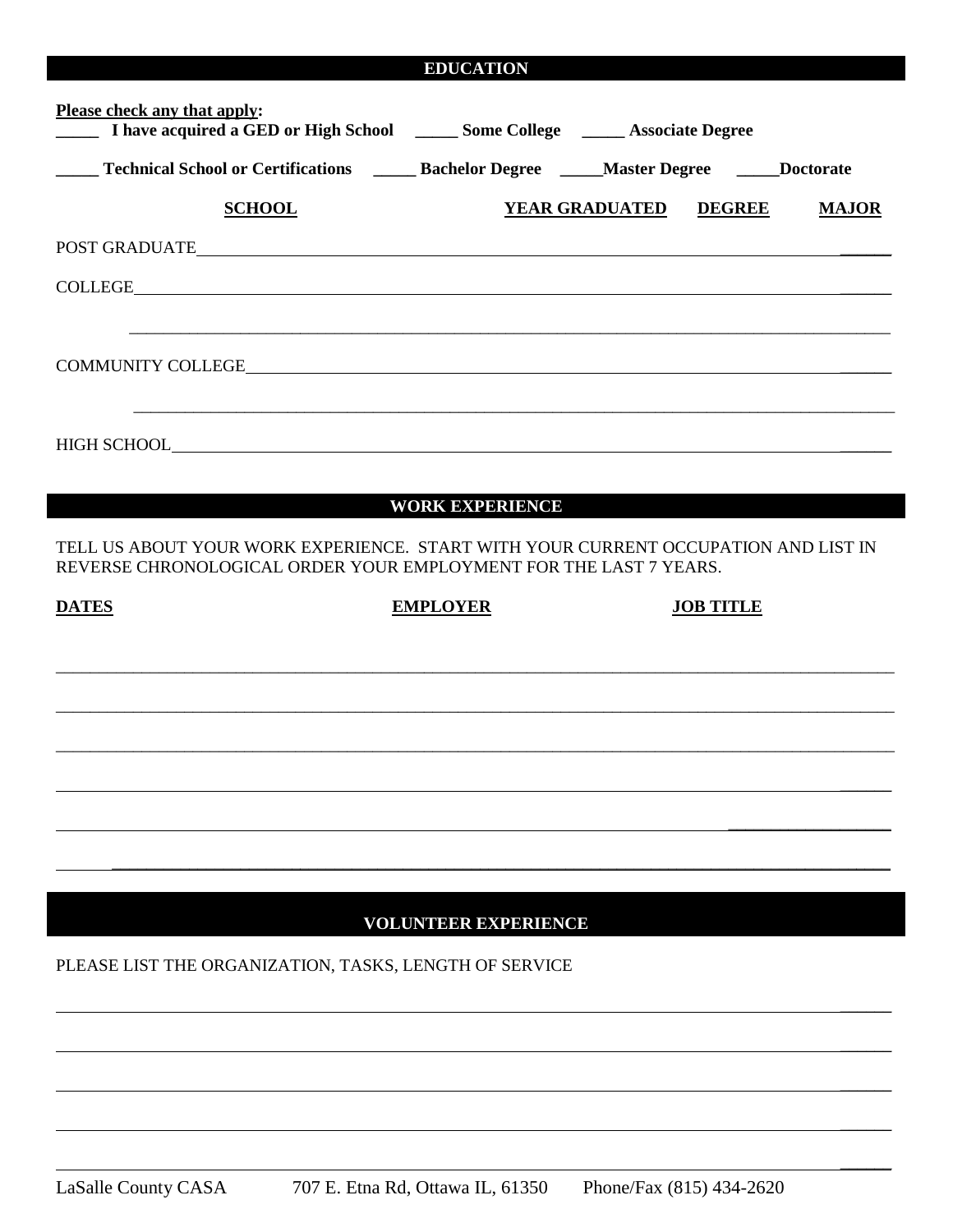## EDUCATION

**Please check any that apply:**

**_____ I have acquired a GED or High School   _____ Some College   _____ Associate Degree**

**_____ Technical School or Certifications   _____ Bachelor Degree   _____Master Degree   _____Doctorate**

| **SCHOOL** | **YEAR GRADUATED** | **DEGREE** | **MAJOR** |
|---|---|---|---|
| POST GRADUATE | | | |
| COLLEGE | | | |
| | | | |
| COMMUNITY COLLEGE | | | |
| | | | |
| HIGH SCHOOL | | | |

## WORK EXPERIENCE

TELL US ABOUT YOUR WORK EXPERIENCE. START WITH YOUR CURRENT OCCUPATION AND LIST IN REVERSE CHRONOLOGICAL ORDER YOUR EMPLOYMENT FOR THE LAST 7 YEARS.

| **DATES** | **EMPLOYER** | **JOB TITLE** |
|---|---|---|
| | | |
| | | |
| | | |
| | | |
| | | |
| | | |

## VOLUNTEER EXPERIENCE

PLEASE LIST THE ORGANIZATION, TASKS, LENGTH OF SERVICE

_____________________________________________

_____________________________________________

_____________________________________________

_____________________________________________

_____________________________________________

LaSalle County CASA   707 E. Etna Rd, Ottawa IL, 61350   Phone/Fax (815) 434-2620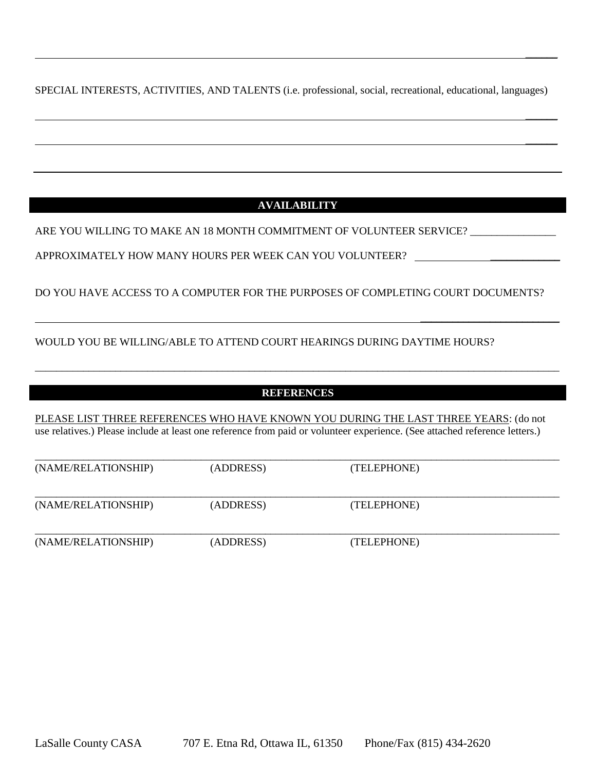SPECIAL INTERESTS, ACTIVITIES, AND TALENTS (i.e. professional, social, recreational, educational, languages)

______________________________________________________________________________

______________________________________________________________________________

## AVAILABILITY

ARE YOU WILLING TO MAKE AN 18 MONTH COMMITMENT OF VOLUNTEER SERVICE? ________________

APPROXIMATELY HOW MANY HOURS PER WEEK CAN YOU VOLUNTEER? ________________

DO YOU HAVE ACCESS TO A COMPUTER FOR THE PURPOSES OF COMPLETING COURT DOCUMENTS?

______________________________________________________________________________

WOULD YOU BE WILLING/ABLE TO ATTEND COURT HEARINGS DURING DAYTIME HOURS?

______________________________________________________________________________

## REFERENCES

PLEASE LIST THREE REFERENCES WHO HAVE KNOWN YOU DURING THE LAST THREE YEARS: (do not use relatives.) Please include at least one reference from paid or volunteer experience. (See attached reference letters.)

______________________________________________________________________________

(NAME/RELATIONSHIP) (ADDRESS) (TELEPHONE)

______________________________________________________________________________

(NAME/RELATIONSHIP) (ADDRESS) (TELEPHONE)

______________________________________________________________________________

(NAME/RELATIONSHIP) (ADDRESS) (TELEPHONE)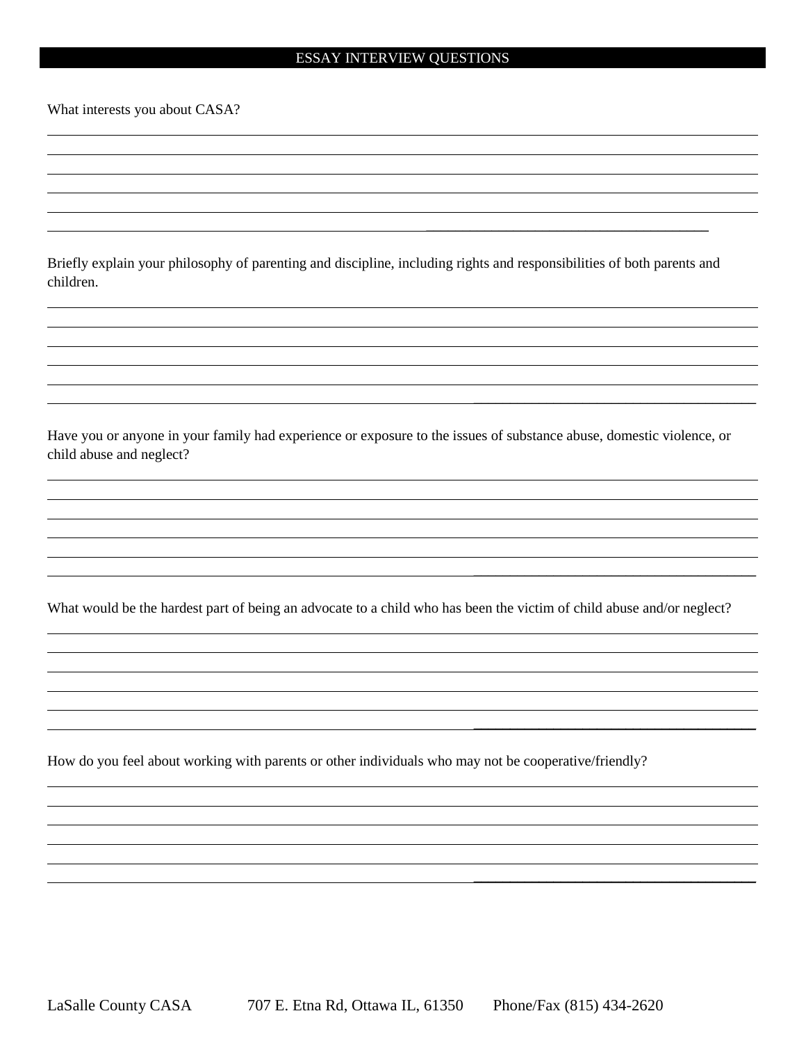## ESSAY INTERVIEW QUESTIONS

What interests you about CASA?

Briefly explain your philosophy of parenting and discipline, including rights and responsibilities of both parents and children.

Have you or anyone in your family had experience or exposure to the issues of substance abuse, domestic violence, or child abuse and neglect?

What would be the hardest part of being an advocate to a child who has been the victim of child abuse and/or neglect?

How do you feel about working with parents or other individuals who may not be cooperative/friendly?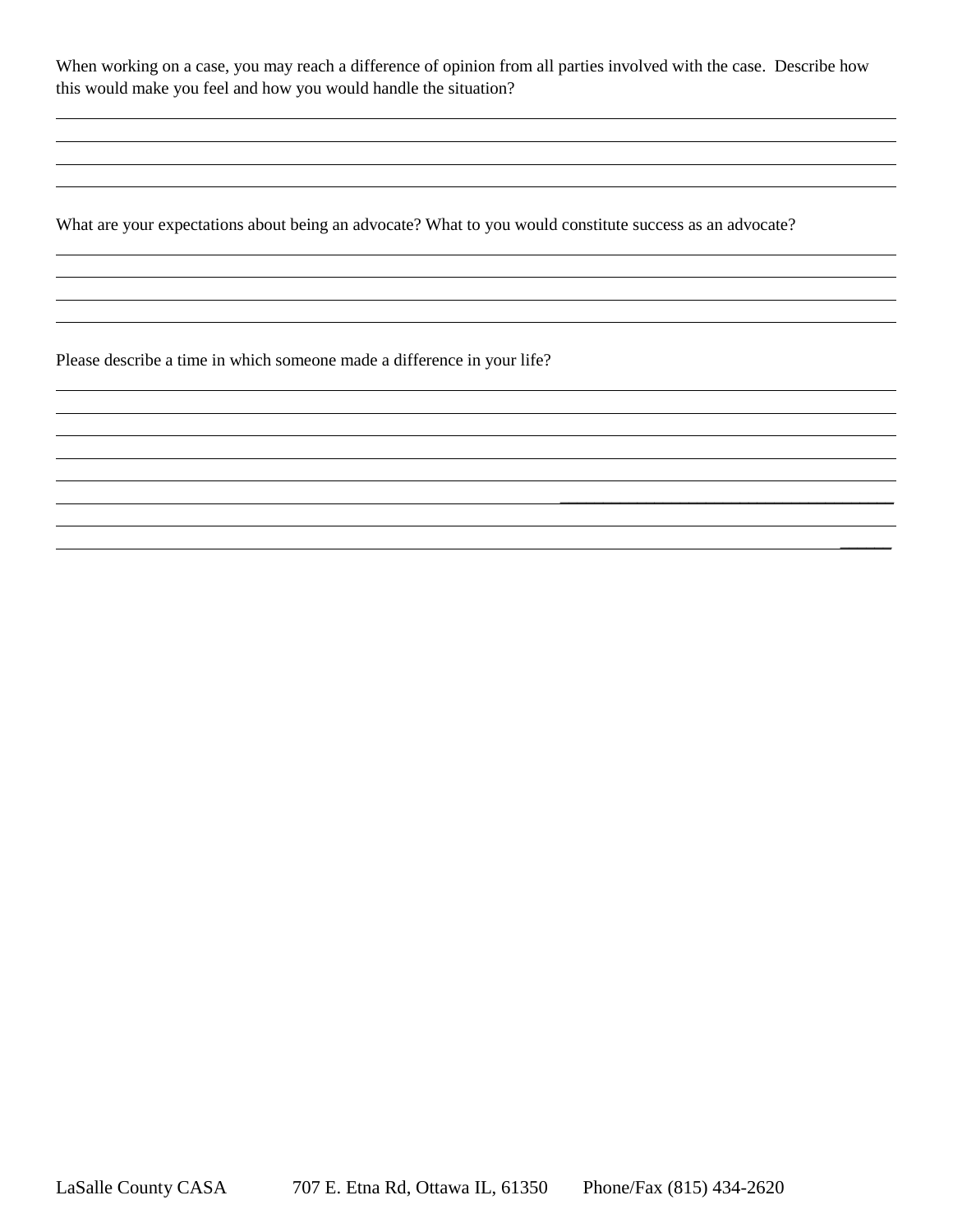When working on a case, you may reach a difference of opinion from all parties involved with the case. Describe how this would make you feel and how you would handle the situation?

What are your expectations about being an advocate? What to you would constitute success as an advocate?

Please describe a time in which someone made a difference in your life?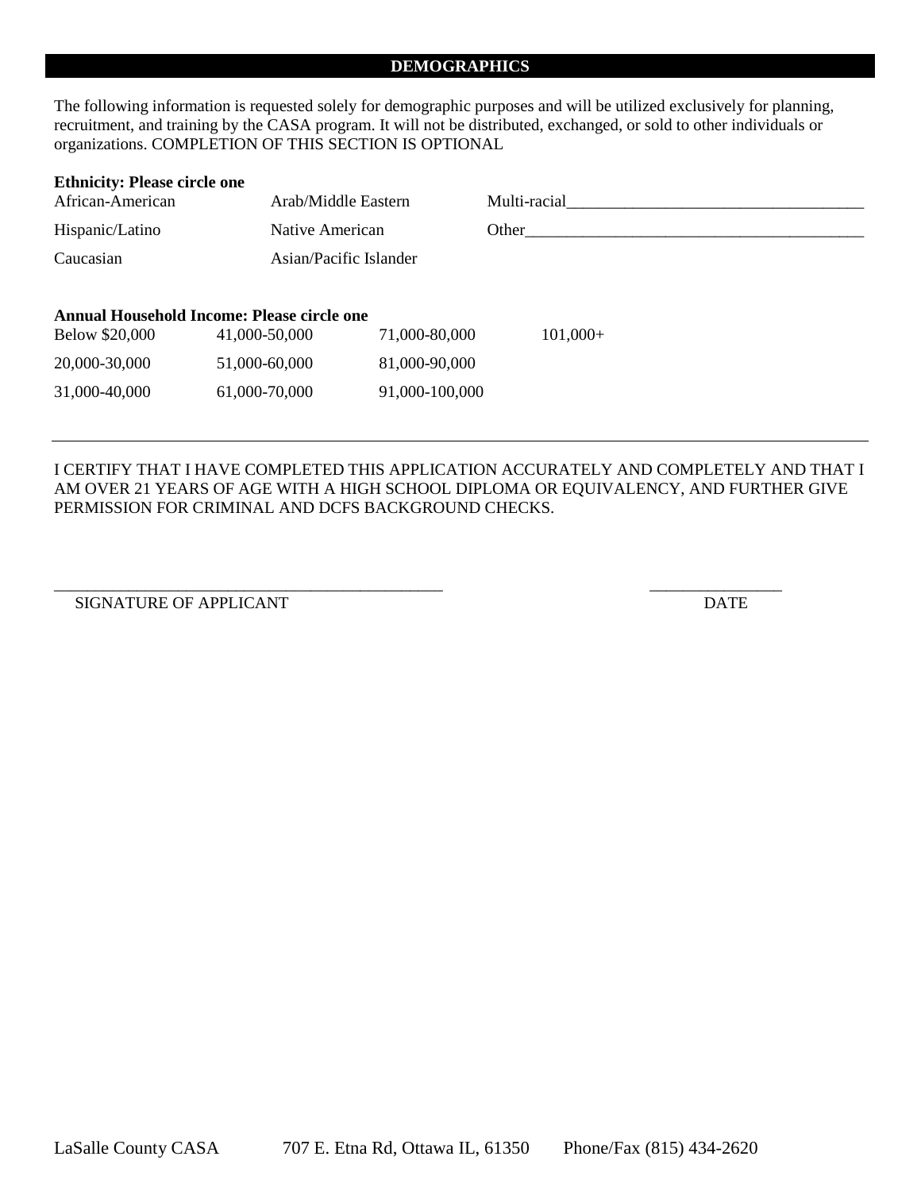## DEMOGRAPHICS

The following information is requested solely for demographic purposes and will be utilized exclusively for planning, recruitment, and training by the CASA program. It will not be distributed, exchanged, or sold to other individuals or organizations. COMPLETION OF THIS SECTION IS OPTIONAL

**Ethnicity: Please circle one**

| | | |
|---|---|---|
| African-American | Arab/Middle Eastern | Multi-racial___________________________________ |
| Hispanic/Latino | Native American | Other_________________________________________ |
| Caucasian | Asian/Pacific Islander | |

**Annual Household Income: Please circle one**

| | | | |
|---|---|---|---|
| Below $20,000 | 41,000-50,000 | 71,000-80,000 | 101,000+ |
| 20,000-30,000 | 51,000-60,000 | 81,000-90,000 | |
| 31,000-40,000 | 61,000-70,000 | 91,000-100,000 | |

---

I CERTIFY THAT I HAVE COMPLETED THIS APPLICATION ACCURATELY AND COMPLETELY AND THAT I AM OVER 21 YEARS OF AGE WITH A HIGH SCHOOL DIPLOMA OR EQUIVALENCY, AND FURTHER GIVE PERMISSION FOR CRIMINAL AND DCFS BACKGROUND CHECKS.

_______________________________________________ ________________

SIGNATURE OF APPLICANT DATE

LaSalle County CASA 707 E. Etna Rd, Ottawa IL, 61350 Phone/Fax (815) 434-2620